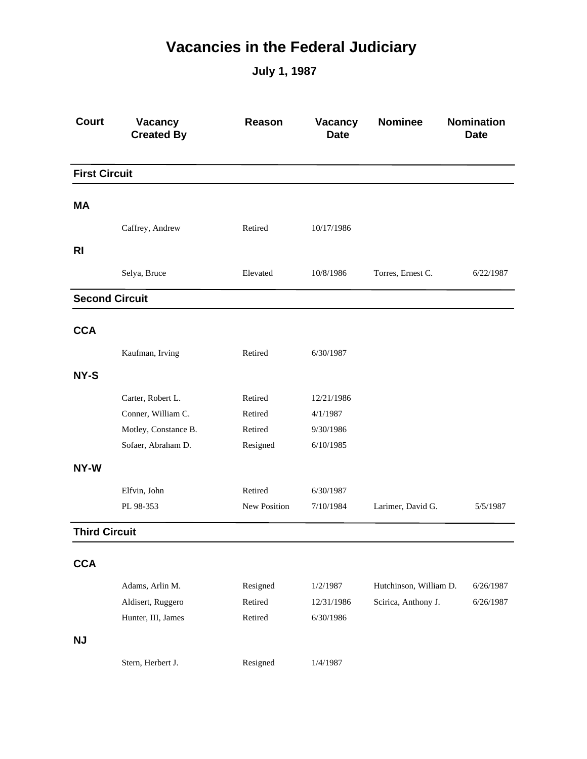# Vacancies in the Federal Judiciary

## July 1, 1987

| Court | Vacancy Created By | Reason | Vacancy Date | Nominee | Nomination Date |
|---|---|---|---|---|---|
| **First Circuit** | | | | | |
| **MA** | | | | | |
| | Caffrey, Andrew | Retired | 10/17/1986 | | |
| **RI** | | | | | |
| | Selya, Bruce | Elevated | 10/8/1986 | Torres, Ernest C. | 6/22/1987 |
| **Second Circuit** | | | | | |
| **CCA** | | | | | |
| | Kaufman, Irving | Retired | 6/30/1987 | | |
| **NY-S** | | | | | |
| | Carter, Robert L. | Retired | 12/21/1986 | | |
| | Conner, William C. | Retired | 4/1/1987 | | |
| | Motley, Constance B. | Retired | 9/30/1986 | | |
| | Sofaer, Abraham D. | Resigned | 6/10/1985 | | |
| **NY-W** | | | | | |
| | Elfvin, John | Retired | 6/30/1987 | | |
| | PL 98-353 | New Position | 7/10/1984 | Larimer, David G. | 5/5/1987 |
| **Third Circuit** | | | | | |
| **CCA** | | | | | |
| | Adams, Arlin M. | Resigned | 1/2/1987 | Hutchinson, William D. | 6/26/1987 |
| | Aldisert, Ruggero | Retired | 12/31/1986 | Scirica, Anthony J. | 6/26/1987 |
| | Hunter, III, James | Retired | 6/30/1986 | | |
| **NJ** | | | | | |
| | Stern, Herbert J. | Resigned | 1/4/1987 | | |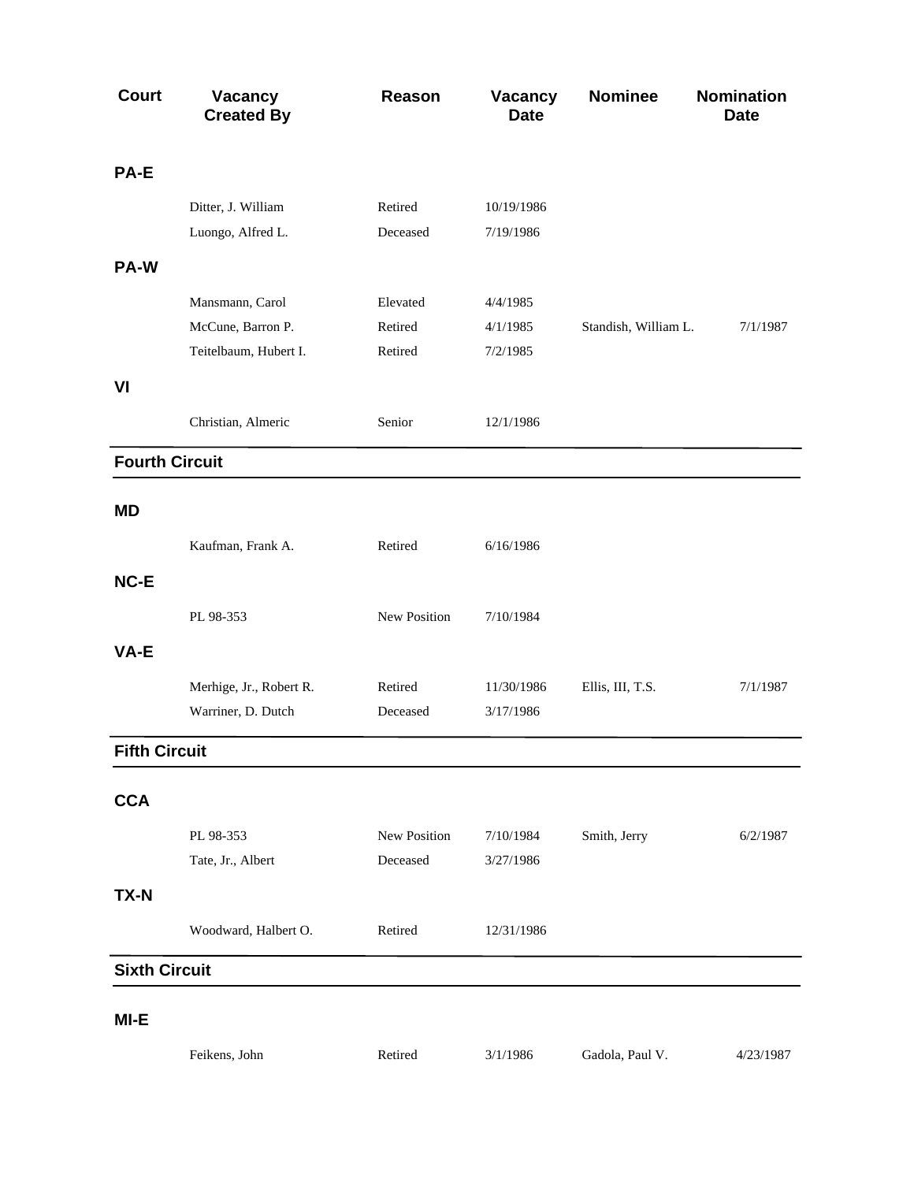| Court | Vacancy Created By | Reason | Vacancy Date | Nominee | Nomination Date |
|---|---|---|---|---|---|
| **PA-E** | | | | | |
| | Ditter, J. William | Retired | 10/19/1986 | | |
| | Luongo, Alfred L. | Deceased | 7/19/1986 | | |
| **PA-W** | | | | | |
| | Mansmann, Carol | Elevated | 4/4/1985 | | |
| | McCune, Barron P. | Retired | 4/1/1985 | Standish, William L. | 7/1/1987 |
| | Teitelbaum, Hubert I. | Retired | 7/2/1985 | | |
| **VI** | | | | | |
| | Christian, Almeric | Senior | 12/1/1986 | | |
| **Fourth Circuit** | | | | | |
| **MD** | | | | | |
| | Kaufman, Frank A. | Retired | 6/16/1986 | | |
| **NC-E** | | | | | |
| | PL 98-353 | New Position | 7/10/1984 | | |
| **VA-E** | | | | | |
| | Merhige, Jr., Robert R. | Retired | 11/30/1986 | Ellis, III, T.S. | 7/1/1987 |
| | Warriner, D. Dutch | Deceased | 3/17/1986 | | |
| **Fifth Circuit** | | | | | |
| **CCA** | | | | | |
| | PL 98-353 | New Position | 7/10/1984 | Smith, Jerry | 6/2/1987 |
| | Tate, Jr., Albert | Deceased | 3/27/1986 | | |
| **TX-N** | | | | | |
| | Woodward, Halbert O. | Retired | 12/31/1986 | | |
| **Sixth Circuit** | | | | | |
| **MI-E** | | | | | |
| | Feikens, John | Retired | 3/1/1986 | Gadola, Paul V. | 4/23/1987 |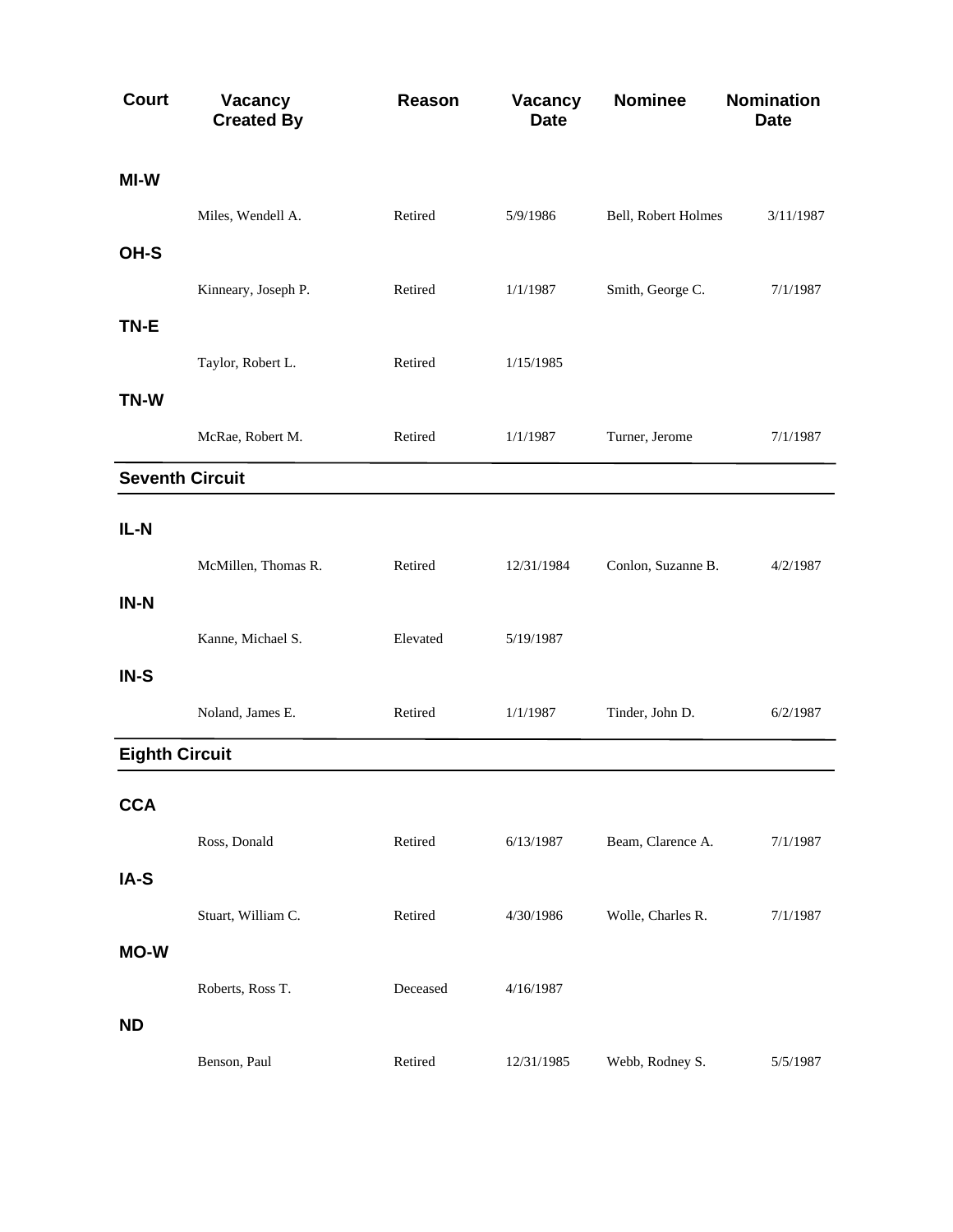| Court | Vacancy Created By | Reason | Vacancy Date | Nominee | Nomination Date |
|---|---|---|---|---|---|
| **MI-W** | | | | | |
| | Miles, Wendell A. | Retired | 5/9/1986 | Bell, Robert Holmes | 3/11/1987 |
| **OH-S** | | | | | |
| | Kinneary, Joseph P. | Retired | 1/1/1987 | Smith, George C. | 7/1/1987 |
| **TN-E** | | | | | |
| | Taylor, Robert L. | Retired | 1/15/1985 | | |
| **TN-W** | | | | | |
| | McRae, Robert M. | Retired | 1/1/1987 | Turner, Jerome | 7/1/1987 |
| **Seventh Circuit** | | | | | |
| **IL-N** | | | | | |
| | McMillen, Thomas R. | Retired | 12/31/1984 | Conlon, Suzanne B. | 4/2/1987 |
| **IN-N** | | | | | |
| | Kanne, Michael S. | Elevated | 5/19/1987 | | |
| **IN-S** | | | | | |
| | Noland, James E. | Retired | 1/1/1987 | Tinder, John D. | 6/2/1987 |
| **Eighth Circuit** | | | | | |
| **CCA** | | | | | |
| | Ross, Donald | Retired | 6/13/1987 | Beam, Clarence A. | 7/1/1987 |
| **IA-S** | | | | | |
| | Stuart, William C. | Retired | 4/30/1986 | Wolle, Charles R. | 7/1/1987 |
| **MO-W** | | | | | |
| | Roberts, Ross T. | Deceased | 4/16/1987 | | |
| **ND** | | | | | |
| | Benson, Paul | Retired | 12/31/1985 | Webb, Rodney S. | 5/5/1987 |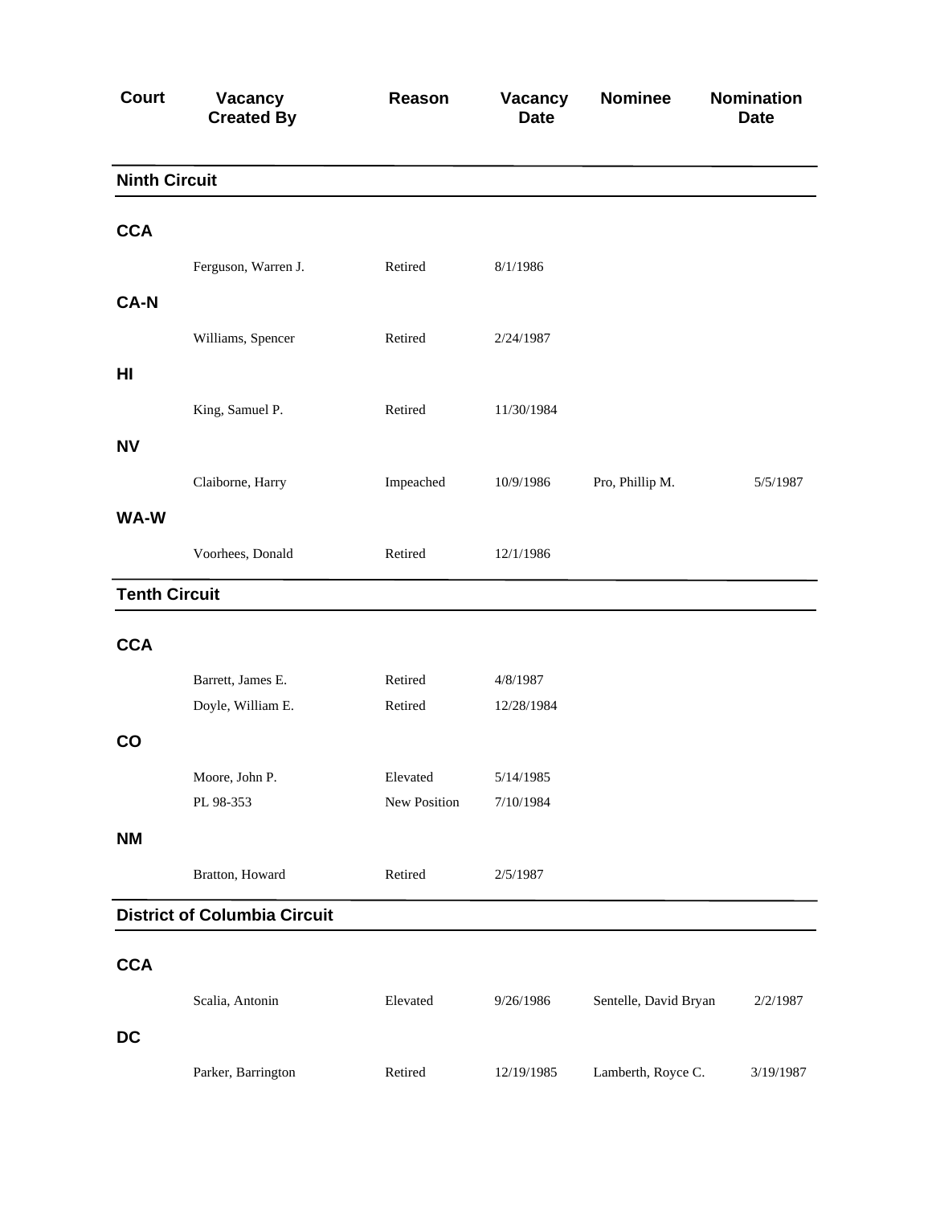| Court | Vacancy Created By | Reason | Vacancy Date | Nominee | Nomination Date |
|---|---|---|---|---|---|
| **Ninth Circuit** | | | | | |
| **CCA** | | | | | |
| | Ferguson, Warren J. | Retired | 8/1/1986 | | |
| **CA-N** | | | | | |
| | Williams, Spencer | Retired | 2/24/1987 | | |
| **HI** | | | | | |
| | King, Samuel P. | Retired | 11/30/1984 | | |
| **NV** | | | | | |
| | Claiborne, Harry | Impeached | 10/9/1986 | Pro, Phillip M. | 5/5/1987 |
| **WA-W** | | | | | |
| | Voorhees, Donald | Retired | 12/1/1986 | | |
| **Tenth Circuit** | | | | | |
| **CCA** | | | | | |
| | Barrett, James E. | Retired | 4/8/1987 | | |
| | Doyle, William E. | Retired | 12/28/1984 | | |
| **CO** | | | | | |
| | Moore, John P. | Elevated | 5/14/1985 | | |
| | PL 98-353 | New Position | 7/10/1984 | | |
| **NM** | | | | | |
| | Bratton, Howard | Retired | 2/5/1987 | | |
| **District of Columbia Circuit** | | | | | |
| **CCA** | | | | | |
| | Scalia, Antonin | Elevated | 9/26/1986 | Sentelle, David Bryan | 2/2/1987 |
| **DC** | | | | | |
| | Parker, Barrington | Retired | 12/19/1985 | Lamberth, Royce C. | 3/19/1987 |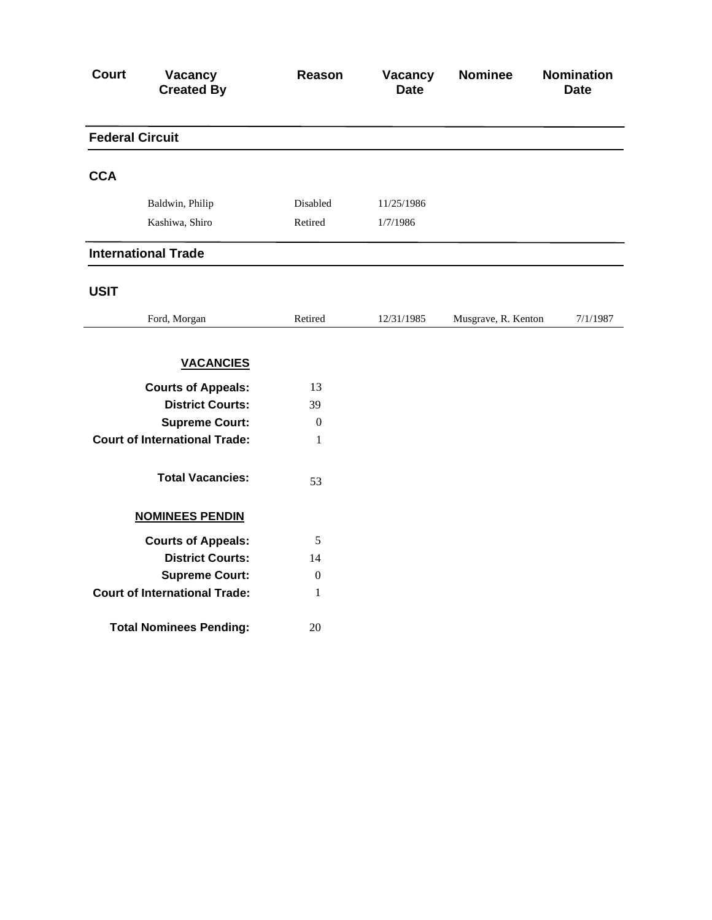| Court | Vacancy Created By | Reason | Vacancy Date | Nominee | Nomination Date |
|---|---|---|---|---|---|
| **Federal Circuit** | | | | | |
| **CCA** | | | | | |
| | Baldwin, Philip | Disabled | 11/25/1986 | | |
| | Kashiwa, Shiro | Retired | 1/7/1986 | | |
| **International Trade** | | | | | |
| **USIT** | | | | | |
| | Ford, Morgan | Retired | 12/31/1985 | Musgrave, R. Kenton | 7/1/1987 |

| **VACANCIES** | |
|---|---|
| **Courts of Appeals:** | 13 |
| **District Courts:** | 39 |
| **Supreme Court:** | 0 |
| **Court of International Trade:** | 1 |
| **Total Vacancies:** | 53 |

| **NOMINEES PENDIN** | |
|---|---|
| **Courts of Appeals:** | 5 |
| **District Courts:** | 14 |
| **Supreme Court:** | 0 |
| **Court of International Trade:** | 1 |
| **Total Nominees Pending:** | 20 |